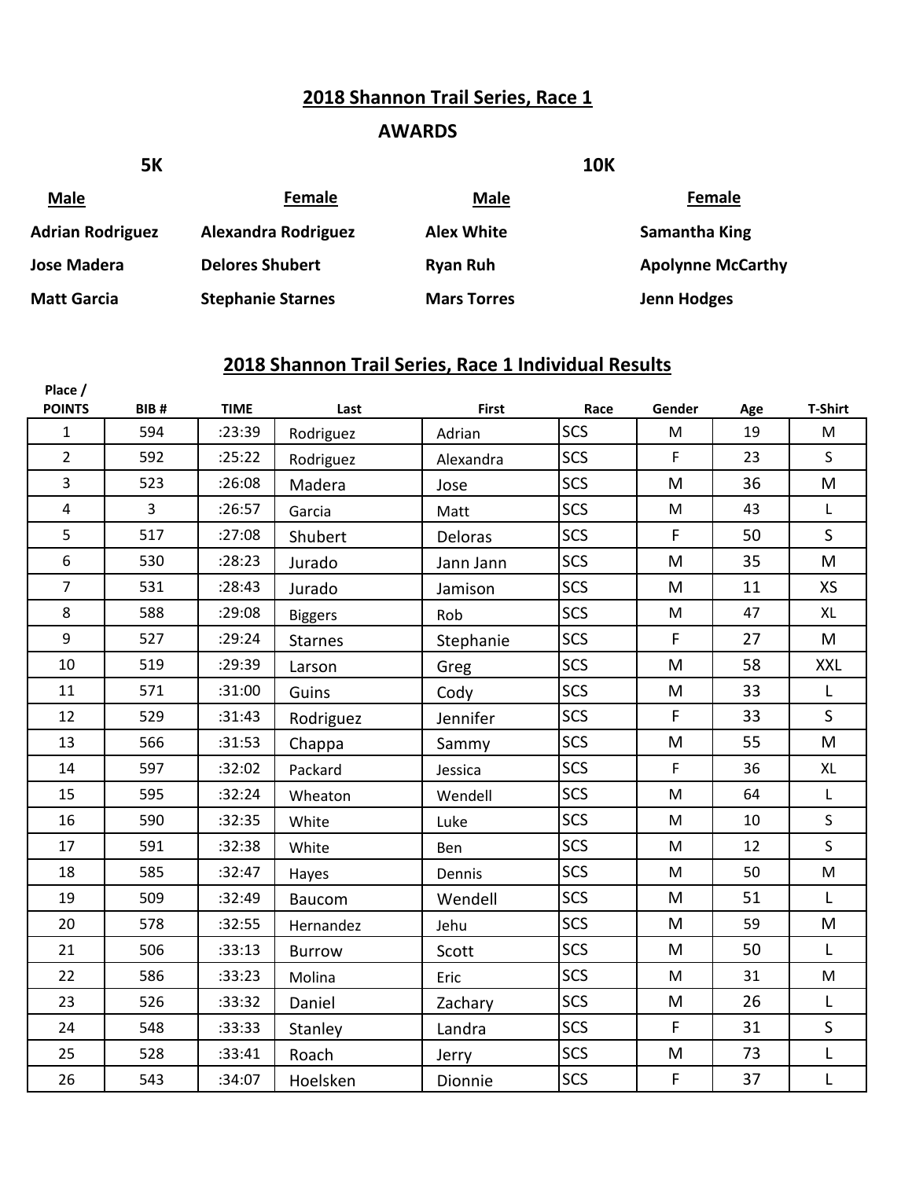## 2018 Shannon Trail Series, Race 1

### AWARDS

| 5K | | 10K | |
|---|---|---|---|
| **Male** | **Female** | **Male** | **Female** |
| Adrian Rodriguez | Alexandra Rodriguez | Alex White | Samantha King |
| Jose Madera | Delores Shubert | Ryan Ruh | Apolynne McCarthy |
| Matt Garcia | Stephanie Starnes | Mars Torres | Jenn Hodges |

## 2018 Shannon Trail Series, Race 1 Individual Results

| Place / POINTS | BIB # | TIME | Last | First | Race | Gender | Age | T-Shirt |
|---|---|---|---|---|---|---|---|---|
| 1 | 594 | :23:39 | Rodriguez | Adrian | SCS | M | 19 | M |
| 2 | 592 | :25:22 | Rodriguez | Alexandra | SCS | F | 23 | S |
| 3 | 523 | :26:08 | Madera | Jose | SCS | M | 36 | M |
| 4 | 3 | :26:57 | Garcia | Matt | SCS | M | 43 | L |
| 5 | 517 | :27:08 | Shubert | Deloras | SCS | F | 50 | S |
| 6 | 530 | :28:23 | Jurado | Jann Jann | SCS | M | 35 | M |
| 7 | 531 | :28:43 | Jurado | Jamison | SCS | M | 11 | XS |
| 8 | 588 | :29:08 | Biggers | Rob | SCS | M | 47 | XL |
| 9 | 527 | :29:24 | Starnes | Stephanie | SCS | F | 27 | M |
| 10 | 519 | :29:39 | Larson | Greg | SCS | M | 58 | XXL |
| 11 | 571 | :31:00 | Guins | Cody | SCS | M | 33 | L |
| 12 | 529 | :31:43 | Rodriguez | Jennifer | SCS | F | 33 | S |
| 13 | 566 | :31:53 | Chappa | Sammy | SCS | M | 55 | M |
| 14 | 597 | :32:02 | Packard | Jessica | SCS | F | 36 | XL |
| 15 | 595 | :32:24 | Wheaton | Wendell | SCS | M | 64 | L |
| 16 | 590 | :32:35 | White | Luke | SCS | M | 10 | S |
| 17 | 591 | :32:38 | White | Ben | SCS | M | 12 | S |
| 18 | 585 | :32:47 | Hayes | Dennis | SCS | M | 50 | M |
| 19 | 509 | :32:49 | Baucom | Wendell | SCS | M | 51 | L |
| 20 | 578 | :32:55 | Hernandez | Jehu | SCS | M | 59 | M |
| 21 | 506 | :33:13 | Burrow | Scott | SCS | M | 50 | L |
| 22 | 586 | :33:23 | Molina | Eric | SCS | M | 31 | M |
| 23 | 526 | :33:32 | Daniel | Zachary | SCS | M | 26 | L |
| 24 | 548 | :33:33 | Stanley | Landra | SCS | F | 31 | S |
| 25 | 528 | :33:41 | Roach | Jerry | SCS | M | 73 | L |
| 26 | 543 | :34:07 | Hoelsken | Dionnie | SCS | F | 37 | L |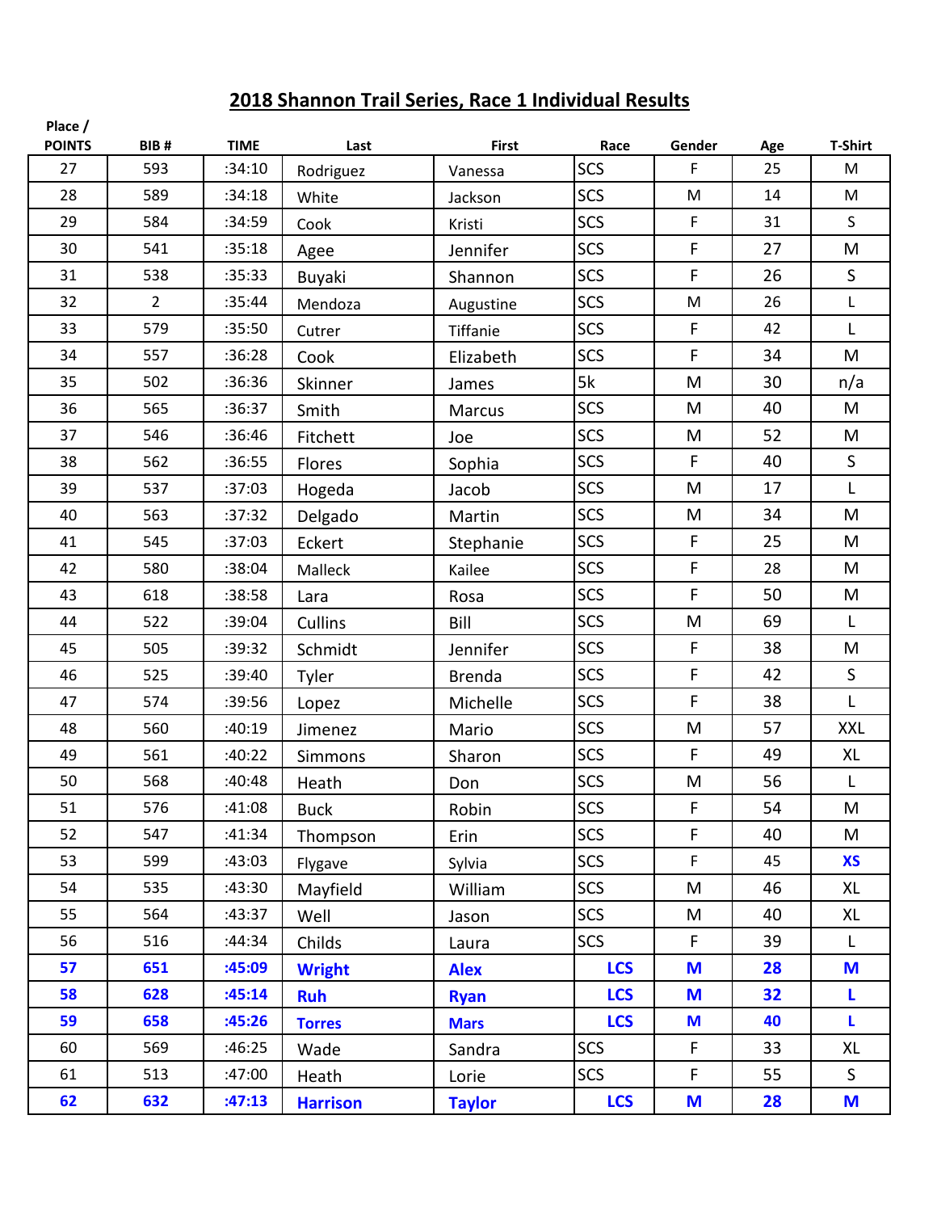## 2018 Shannon Trail Series, Race 1 Individual Results

| Place / POINTS | BIB # | TIME | Last | First | Race | Gender | Age | T-Shirt |
|---|---|---|---|---|---|---|---|---|
| 27 | 593 | :34:10 | Rodriguez | Vanessa | SCS | F | 25 | M |
| 28 | 589 | :34:18 | White | Jackson | SCS | M | 14 | M |
| 29 | 584 | :34:59 | Cook | Kristi | SCS | F | 31 | S |
| 30 | 541 | :35:18 | Agee | Jennifer | SCS | F | 27 | M |
| 31 | 538 | :35:33 | Buyaki | Shannon | SCS | F | 26 | S |
| 32 | 2 | :35:44 | Mendoza | Augustine | SCS | M | 26 | L |
| 33 | 579 | :35:50 | Cutrer | Tiffanie | SCS | F | 42 | L |
| 34 | 557 | :36:28 | Cook | Elizabeth | SCS | F | 34 | M |
| 35 | 502 | :36:36 | Skinner | James | 5k | M | 30 | n/a |
| 36 | 565 | :36:37 | Smith | Marcus | SCS | M | 40 | M |
| 37 | 546 | :36:46 | Fitchett | Joe | SCS | M | 52 | M |
| 38 | 562 | :36:55 | Flores | Sophia | SCS | F | 40 | S |
| 39 | 537 | :37:03 | Hogeda | Jacob | SCS | M | 17 | L |
| 40 | 563 | :37:32 | Delgado | Martin | SCS | M | 34 | M |
| 41 | 545 | :37:03 | Eckert | Stephanie | SCS | F | 25 | M |
| 42 | 580 | :38:04 | Malleck | Kailee | SCS | F | 28 | M |
| 43 | 618 | :38:58 | Lara | Rosa | SCS | F | 50 | M |
| 44 | 522 | :39:04 | Cullins | Bill | SCS | M | 69 | L |
| 45 | 505 | :39:32 | Schmidt | Jennifer | SCS | F | 38 | M |
| 46 | 525 | :39:40 | Tyler | Brenda | SCS | F | 42 | S |
| 47 | 574 | :39:56 | Lopez | Michelle | SCS | F | 38 | L |
| 48 | 560 | :40:19 | Jimenez | Mario | SCS | M | 57 | XXL |
| 49 | 561 | :40:22 | Simmons | Sharon | SCS | F | 49 | XL |
| 50 | 568 | :40:48 | Heath | Don | SCS | M | 56 | L |
| 51 | 576 | :41:08 | Buck | Robin | SCS | F | 54 | M |
| 52 | 547 | :41:34 | Thompson | Erin | SCS | F | 40 | M |
| 53 | 599 | :43:03 | Flygave | Sylvia | SCS | F | 45 | **XS** |
| 54 | 535 | :43:30 | Mayfield | William | SCS | M | 46 | XL |
| 55 | 564 | :43:37 | Well | Jason | SCS | M | 40 | XL |
| 56 | 516 | :44:34 | Childs | Laura | SCS | F | 39 | L |
| **57** | **651** | **:45:09** | **Wright** | **Alex** | **LCS** | **M** | **28** | **M** |
| **58** | **628** | **:45:14** | **Ruh** | **Ryan** | **LCS** | **M** | **32** | **L** |
| **59** | **658** | **:45:26** | **Torres** | **Mars** | **LCS** | **M** | **40** | **L** |
| 60 | 569 | :46:25 | Wade | Sandra | SCS | F | 33 | XL |
| 61 | 513 | :47:00 | Heath | Lorie | SCS | F | 55 | S |
| **62** | **632** | **:47:13** | **Harrison** | **Taylor** | **LCS** | **M** | **28** | **M** |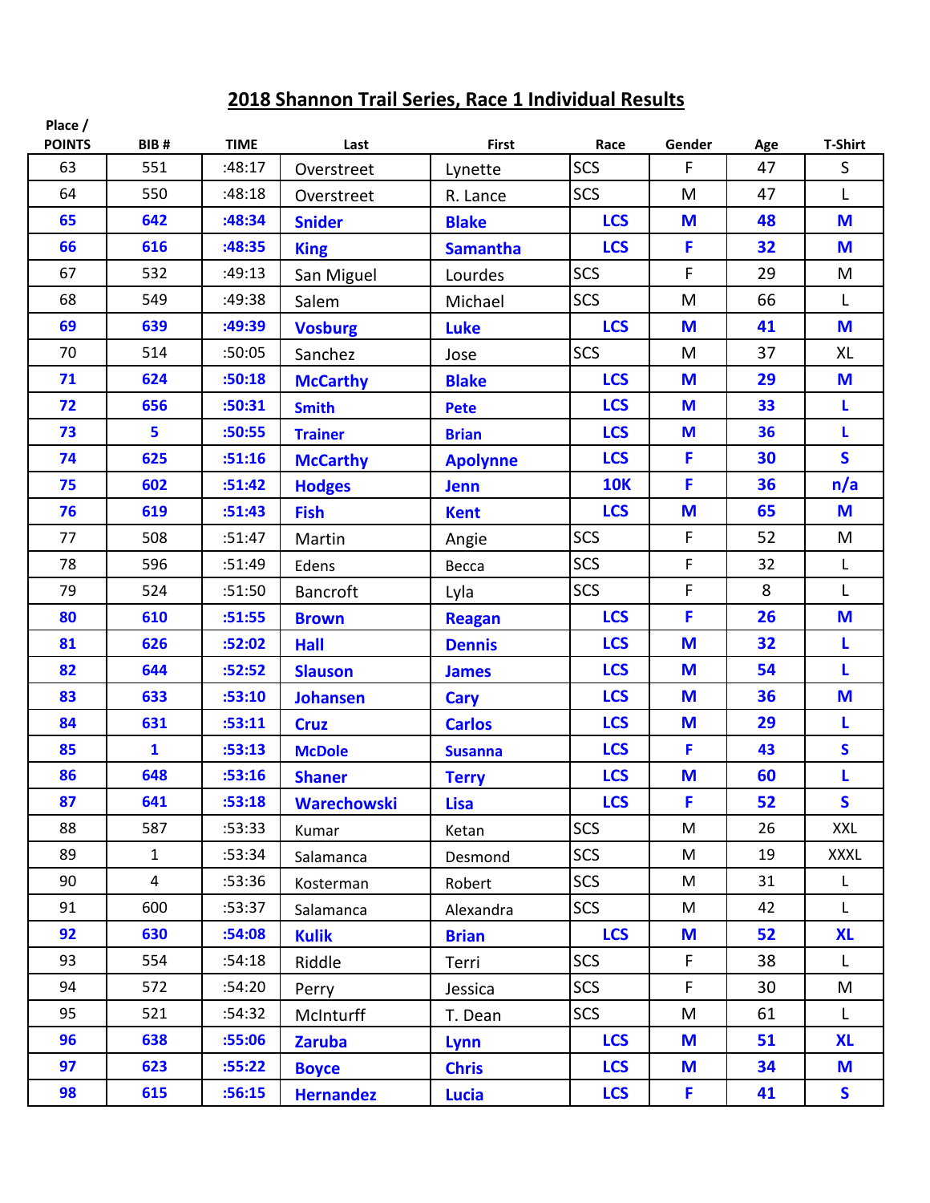## 2018 Shannon Trail Series, Race 1 Individual Results

| Place / POINTS | BIB # | TIME | Last | First | Race | Gender | Age | T-Shirt |
|---|---|---|---|---|---|---|---|---|
| 63 | 551 | :48:17 | Overstreet | Lynette | SCS | F | 47 | S |
| 64 | 550 | :48:18 | Overstreet | R. Lance | SCS | M | 47 | L |
| **65** | **642** | **:48:34** | **Snider** | **Blake** | **LCS** | **M** | **48** | **M** |
| **66** | **616** | **:48:35** | **King** | **Samantha** | **LCS** | **F** | **32** | **M** |
| 67 | 532 | :49:13 | San Miguel | Lourdes | SCS | F | 29 | M |
| 68 | 549 | :49:38 | Salem | Michael | SCS | M | 66 | L |
| **69** | **639** | **:49:39** | **Vosburg** | **Luke** | **LCS** | **M** | **41** | **M** |
| 70 | 514 | :50:05 | Sanchez | Jose | SCS | M | 37 | XL |
| **71** | **624** | **:50:18** | **McCarthy** | **Blake** | **LCS** | **M** | **29** | **M** |
| **72** | **656** | **:50:31** | **Smith** | **Pete** | **LCS** | **M** | **33** | **L** |
| **73** | **5** | **:50:55** | **Trainer** | **Brian** | **LCS** | **M** | **36** | **L** |
| **74** | **625** | **:51:16** | **McCarthy** | **Apolynne** | **LCS** | **F** | **30** | **S** |
| **75** | **602** | **:51:42** | **Hodges** | **Jenn** | **10K** | **F** | **36** | **n/a** |
| **76** | **619** | **:51:43** | **Fish** | **Kent** | **LCS** | **M** | **65** | **M** |
| 77 | 508 | :51:47 | Martin | Angie | SCS | F | 52 | M |
| 78 | 596 | :51:49 | Edens | Becca | SCS | F | 32 | L |
| 79 | 524 | :51:50 | Bancroft | Lyla | SCS | F | 8 | L |
| **80** | **610** | **:51:55** | **Brown** | **Reagan** | **LCS** | **F** | **26** | **M** |
| **81** | **626** | **:52:02** | **Hall** | **Dennis** | **LCS** | **M** | **32** | **L** |
| **82** | **644** | **:52:52** | **Slauson** | **James** | **LCS** | **M** | **54** | **L** |
| **83** | **633** | **:53:10** | **Johansen** | **Cary** | **LCS** | **M** | **36** | **M** |
| **84** | **631** | **:53:11** | **Cruz** | **Carlos** | **LCS** | **M** | **29** | **L** |
| **85** | **1** | **:53:13** | **McDole** | **Susanna** | **LCS** | **F** | **43** | **S** |
| **86** | **648** | **:53:16** | **Shaner** | **Terry** | **LCS** | **M** | **60** | **L** |
| **87** | **641** | **:53:18** | **Warechowski** | **Lisa** | **LCS** | **F** | **52** | **S** |
| 88 | 587 | :53:33 | Kumar | Ketan | SCS | M | 26 | XXL |
| 89 | 1 | :53:34 | Salamanca | Desmond | SCS | M | 19 | XXXL |
| 90 | 4 | :53:36 | Kosterman | Robert | SCS | M | 31 | L |
| 91 | 600 | :53:37 | Salamanca | Alexandra | SCS | M | 42 | L |
| **92** | **630** | **:54:08** | **Kulik** | **Brian** | **LCS** | **M** | **52** | **XL** |
| 93 | 554 | :54:18 | Riddle | Terri | SCS | F | 38 | L |
| 94 | 572 | :54:20 | Perry | Jessica | SCS | F | 30 | M |
| 95 | 521 | :54:32 | McInturff | T. Dean | SCS | M | 61 | L |
| **96** | **638** | **:55:06** | **Zaruba** | **Lynn** | **LCS** | **M** | **51** | **XL** |
| **97** | **623** | **:55:22** | **Boyce** | **Chris** | **LCS** | **M** | **34** | **M** |
| **98** | **615** | **:56:15** | **Hernandez** | **Lucia** | **LCS** | **F** | **41** | **S** |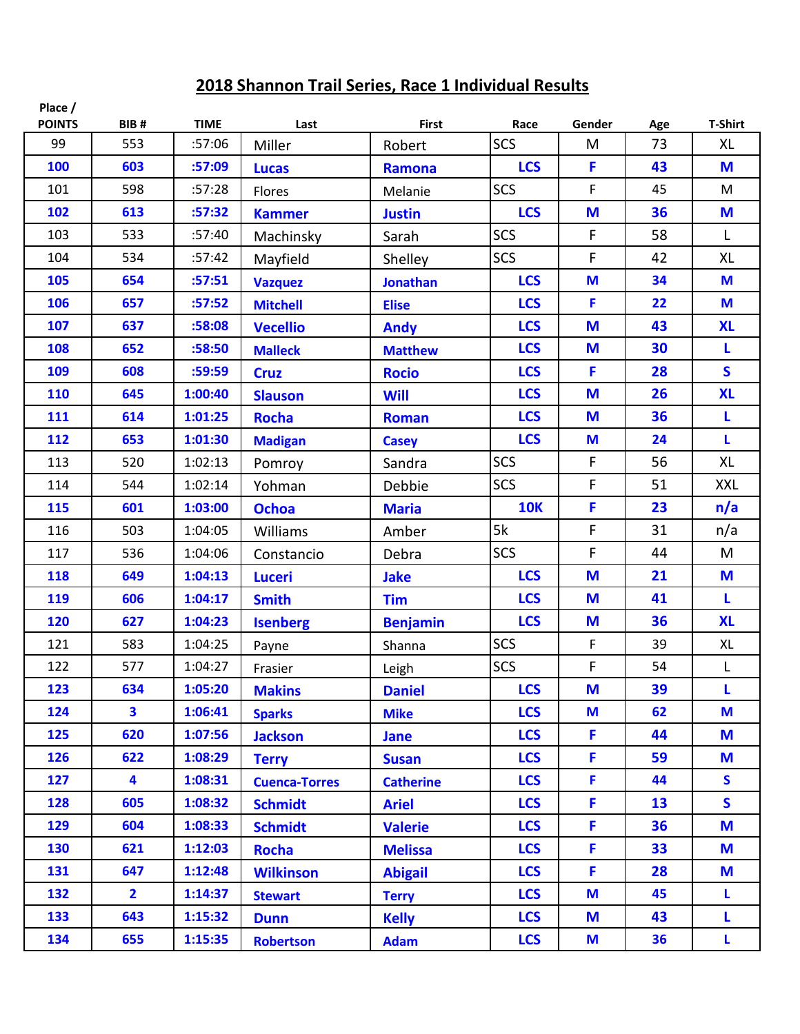## 2018 Shannon Trail Series, Race 1 Individual Results

| Place / POINTS | BIB # | TIME | Last | First | Race | Gender | Age | T-Shirt |
|---|---|---|---|---|---|---|---|---|
| 99 | 553 | :57:06 | Miller | Robert | SCS | M | 73 | XL |
| **100** | **603** | **:57:09** | **Lucas** | **Ramona** | **LCS** | **F** | **43** | **M** |
| 101 | 598 | :57:28 | Flores | Melanie | SCS | F | 45 | M |
| **102** | **613** | **:57:32** | **Kammer** | **Justin** | **LCS** | **M** | **36** | **M** |
| 103 | 533 | :57:40 | Machinsky | Sarah | SCS | F | 58 | L |
| 104 | 534 | :57:42 | Mayfield | Shelley | SCS | F | 42 | XL |
| **105** | **654** | **:57:51** | **Vazquez** | **Jonathan** | **LCS** | **M** | **34** | **M** |
| **106** | **657** | **:57:52** | **Mitchell** | **Elise** | **LCS** | **F** | **22** | **M** |
| **107** | **637** | **:58:08** | **Vecellio** | **Andy** | **LCS** | **M** | **43** | **XL** |
| **108** | **652** | **:58:50** | **Malleck** | **Matthew** | **LCS** | **M** | **30** | **L** |
| **109** | **608** | **:59:59** | **Cruz** | **Rocio** | **LCS** | **F** | **28** | **S** |
| **110** | **645** | **1:00:40** | **Slauson** | **Will** | **LCS** | **M** | **26** | **XL** |
| **111** | **614** | **1:01:25** | **Rocha** | **Roman** | **LCS** | **M** | **36** | **L** |
| **112** | **653** | **1:01:30** | **Madigan** | **Casey** | **LCS** | **M** | **24** | **L** |
| 113 | 520 | 1:02:13 | Pomroy | Sandra | SCS | F | 56 | XL |
| 114 | 544 | 1:02:14 | Yohman | Debbie | SCS | F | 51 | XXL |
| **115** | **601** | **1:03:00** | **Ochoa** | **Maria** | **10K** | **F** | **23** | **n/a** |
| 116 | 503 | 1:04:05 | Williams | Amber | 5k | F | 31 | n/a |
| 117 | 536 | 1:04:06 | Constancio | Debra | SCS | F | 44 | M |
| **118** | **649** | **1:04:13** | **Luceri** | **Jake** | **LCS** | **M** | **21** | **M** |
| **119** | **606** | **1:04:17** | **Smith** | **Tim** | **LCS** | **M** | **41** | **L** |
| **120** | **627** | **1:04:23** | **Isenberg** | **Benjamin** | **LCS** | **M** | **36** | **XL** |
| 121 | 583 | 1:04:25 | Payne | Shanna | SCS | F | 39 | XL |
| 122 | 577 | 1:04:27 | Frasier | Leigh | SCS | F | 54 | L |
| **123** | **634** | **1:05:20** | **Makins** | **Daniel** | **LCS** | **M** | **39** | **L** |
| **124** | **3** | **1:06:41** | **Sparks** | **Mike** | **LCS** | **M** | **62** | **M** |
| **125** | **620** | **1:07:56** | **Jackson** | **Jane** | **LCS** | **F** | **44** | **M** |
| **126** | **622** | **1:08:29** | **Terry** | **Susan** | **LCS** | **F** | **59** | **M** |
| **127** | **4** | **1:08:31** | **Cuenca-Torres** | **Catherine** | **LCS** | **F** | **44** | **S** |
| **128** | **605** | **1:08:32** | **Schmidt** | **Ariel** | **LCS** | **F** | **13** | **S** |
| **129** | **604** | **1:08:33** | **Schmidt** | **Valerie** | **LCS** | **F** | **36** | **M** |
| **130** | **621** | **1:12:03** | **Rocha** | **Melissa** | **LCS** | **F** | **33** | **M** |
| **131** | **647** | **1:12:48** | **Wilkinson** | **Abigail** | **LCS** | **F** | **28** | **M** |
| **132** | **2** | **1:14:37** | **Stewart** | **Terry** | **LCS** | **M** | **45** | **L** |
| **133** | **643** | **1:15:32** | **Dunn** | **Kelly** | **LCS** | **M** | **43** | **L** |
| **134** | **655** | **1:15:35** | **Robertson** | **Adam** | **LCS** | **M** | **36** | **L** |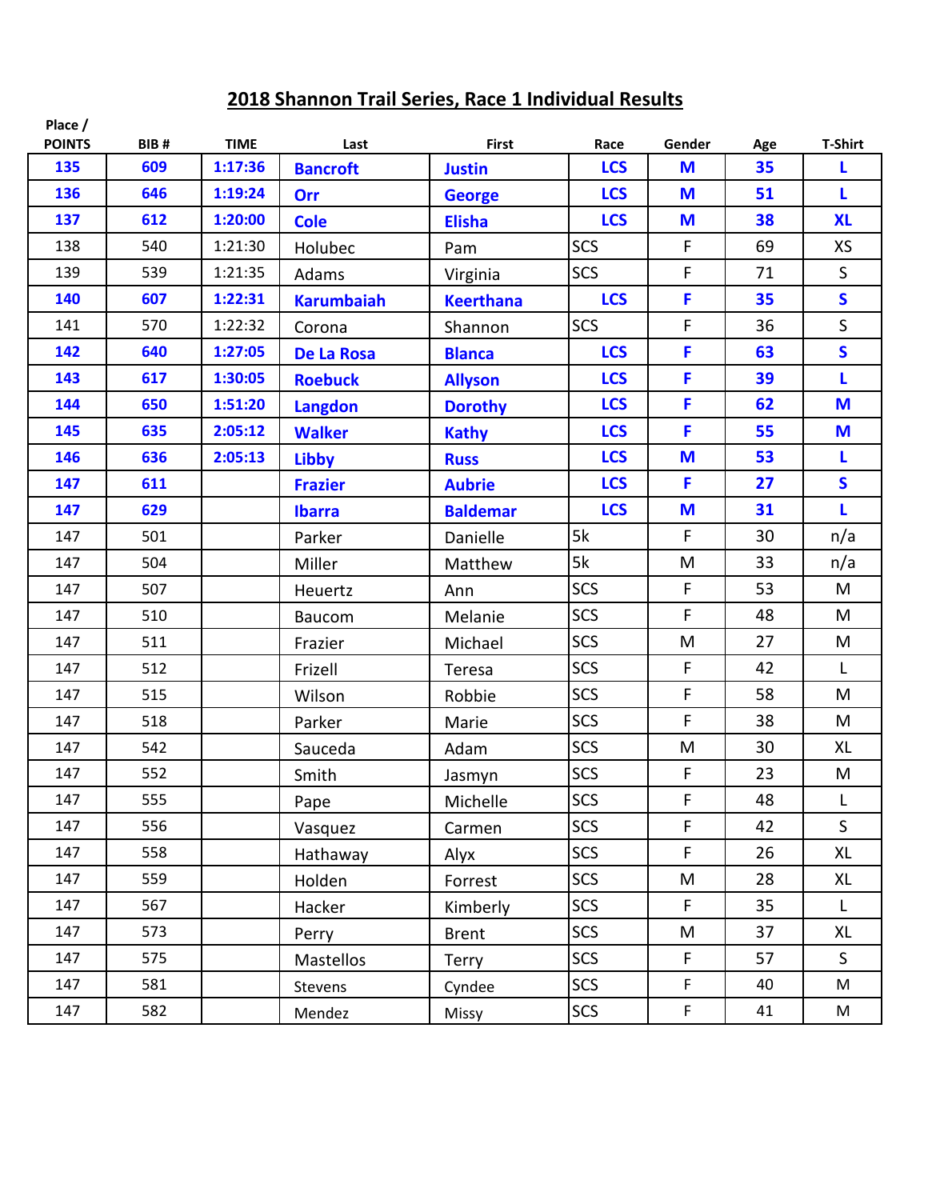## 2018 Shannon Trail Series, Race 1 Individual Results

| Place / POINTS | BIB # | TIME | Last | First | Race | Gender | Age | T-Shirt |
|---|---|---|---|---|---|---|---|---|
| **135** | **609** | **1:17:36** | **Bancroft** | **Justin** | **LCS** | **M** | **35** | **L** |
| **136** | **646** | **1:19:24** | **Orr** | **George** | **LCS** | **M** | **51** | **L** |
| **137** | **612** | **1:20:00** | **Cole** | **Elisha** | **LCS** | **M** | **38** | **XL** |
| 138 | 540 | 1:21:30 | Holubec | Pam | SCS | F | 69 | XS |
| 139 | 539 | 1:21:35 | Adams | Virginia | SCS | F | 71 | S |
| **140** | **607** | **1:22:31** | **Karumbaiah** | **Keerthana** | **LCS** | **F** | **35** | **S** |
| 141 | 570 | 1:22:32 | Corona | Shannon | SCS | F | 36 | S |
| **142** | **640** | **1:27:05** | **De La Rosa** | **Blanca** | **LCS** | **F** | **63** | **S** |
| **143** | **617** | **1:30:05** | **Roebuck** | **Allyson** | **LCS** | **F** | **39** | **L** |
| **144** | **650** | **1:51:20** | **Langdon** | **Dorothy** | **LCS** | **F** | **62** | **M** |
| **145** | **635** | **2:05:12** | **Walker** | **Kathy** | **LCS** | **F** | **55** | **M** |
| **146** | **636** | **2:05:13** | **Libby** | **Russ** | **LCS** | **M** | **53** | **L** |
| **147** | **611** | | **Frazier** | **Aubrie** | **LCS** | **F** | **27** | **S** |
| **147** | **629** | | **Ibarra** | **Baldemar** | **LCS** | **M** | **31** | **L** |
| 147 | 501 | | Parker | Danielle | 5k | F | 30 | n/a |
| 147 | 504 | | Miller | Matthew | 5k | M | 33 | n/a |
| 147 | 507 | | Heuertz | Ann | SCS | F | 53 | M |
| 147 | 510 | | Baucom | Melanie | SCS | F | 48 | M |
| 147 | 511 | | Frazier | Michael | SCS | M | 27 | M |
| 147 | 512 | | Frizell | Teresa | SCS | F | 42 | L |
| 147 | 515 | | Wilson | Robbie | SCS | F | 58 | M |
| 147 | 518 | | Parker | Marie | SCS | F | 38 | M |
| 147 | 542 | | Sauceda | Adam | SCS | M | 30 | XL |
| 147 | 552 | | Smith | Jasmyn | SCS | F | 23 | M |
| 147 | 555 | | Pape | Michelle | SCS | F | 48 | L |
| 147 | 556 | | Vasquez | Carmen | SCS | F | 42 | S |
| 147 | 558 | | Hathaway | Alyx | SCS | F | 26 | XL |
| 147 | 559 | | Holden | Forrest | SCS | M | 28 | XL |
| 147 | 567 | | Hacker | Kimberly | SCS | F | 35 | L |
| 147 | 573 | | Perry | Brent | SCS | M | 37 | XL |
| 147 | 575 | | Mastellos | Terry | SCS | F | 57 | S |
| 147 | 581 | | Stevens | Cyndee | SCS | F | 40 | M |
| 147 | 582 | | Mendez | Missy | SCS | F | 41 | M |